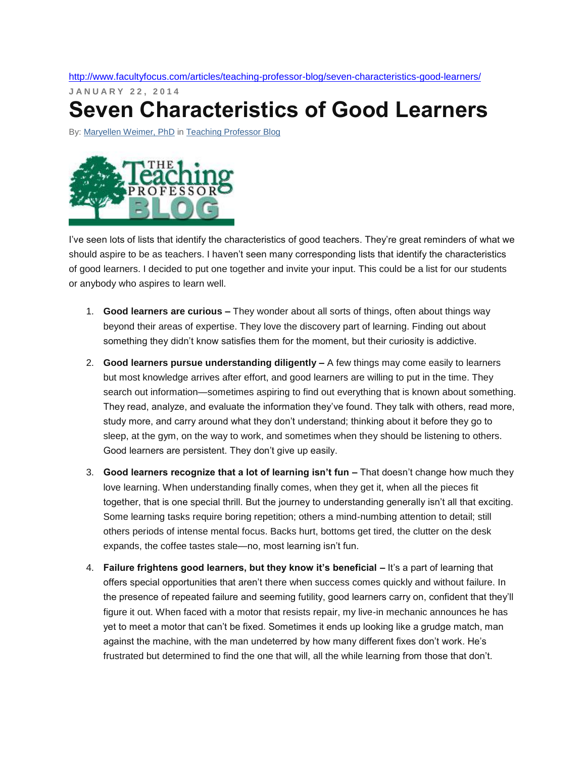http://www.facultyfocus.com/articles/teaching-professor-blog/seven-characteristics-good-learners/

JANUARY 22, 2014

# Seven Characteristics of Good Learners

By: Maryellen Weimer, PhD in Teaching Professor Blog

I've seen lots of lists that identify the characteristics of good teachers. They're great reminders of what we should aspire to be as teachers. I haven't seen many corresponding lists that identify the characteristics of good learners. I decided to put one together and invite your input. This could be a list for our students or anybody who aspires to learn well.

1. **Good learners are curious –** They wonder about all sorts of things, often about things way beyond their areas of expertise. They love the discovery part of learning. Finding out about something they didn't know satisfies them for the moment, but their curiosity is addictive.

2. **Good learners pursue understanding diligently –** A few things may come easily to learners but most knowledge arrives after effort, and good learners are willing to put in the time. They search out information—sometimes aspiring to find out everything that is known about something. They read, analyze, and evaluate the information they've found. They talk with others, read more, study more, and carry around what they don't understand; thinking about it before they go to sleep, at the gym, on the way to work, and sometimes when they should be listening to others. Good learners are persistent. They don't give up easily.

3. **Good learners recognize that a lot of learning isn't fun –** That doesn't change how much they love learning. When understanding finally comes, when they get it, when all the pieces fit together, that is one special thrill. But the journey to understanding generally isn't all that exciting. Some learning tasks require boring repetition; others a mind-numbing attention to detail; still others periods of intense mental focus. Backs hurt, bottoms get tired, the clutter on the desk expands, the coffee tastes stale—no, most learning isn't fun.

4. **Failure frightens good learners, but they know it's beneficial –** It's a part of learning that offers special opportunities that aren't there when success comes quickly and without failure. In the presence of repeated failure and seeming futility, good learners carry on, confident that they'll figure it out. When faced with a motor that resists repair, my live-in mechanic announces he has yet to meet a motor that can't be fixed. Sometimes it ends up looking like a grudge match, man against the machine, with the man undeterred by how many different fixes don't work. He's frustrated but determined to find the one that will, all the while learning from those that don't.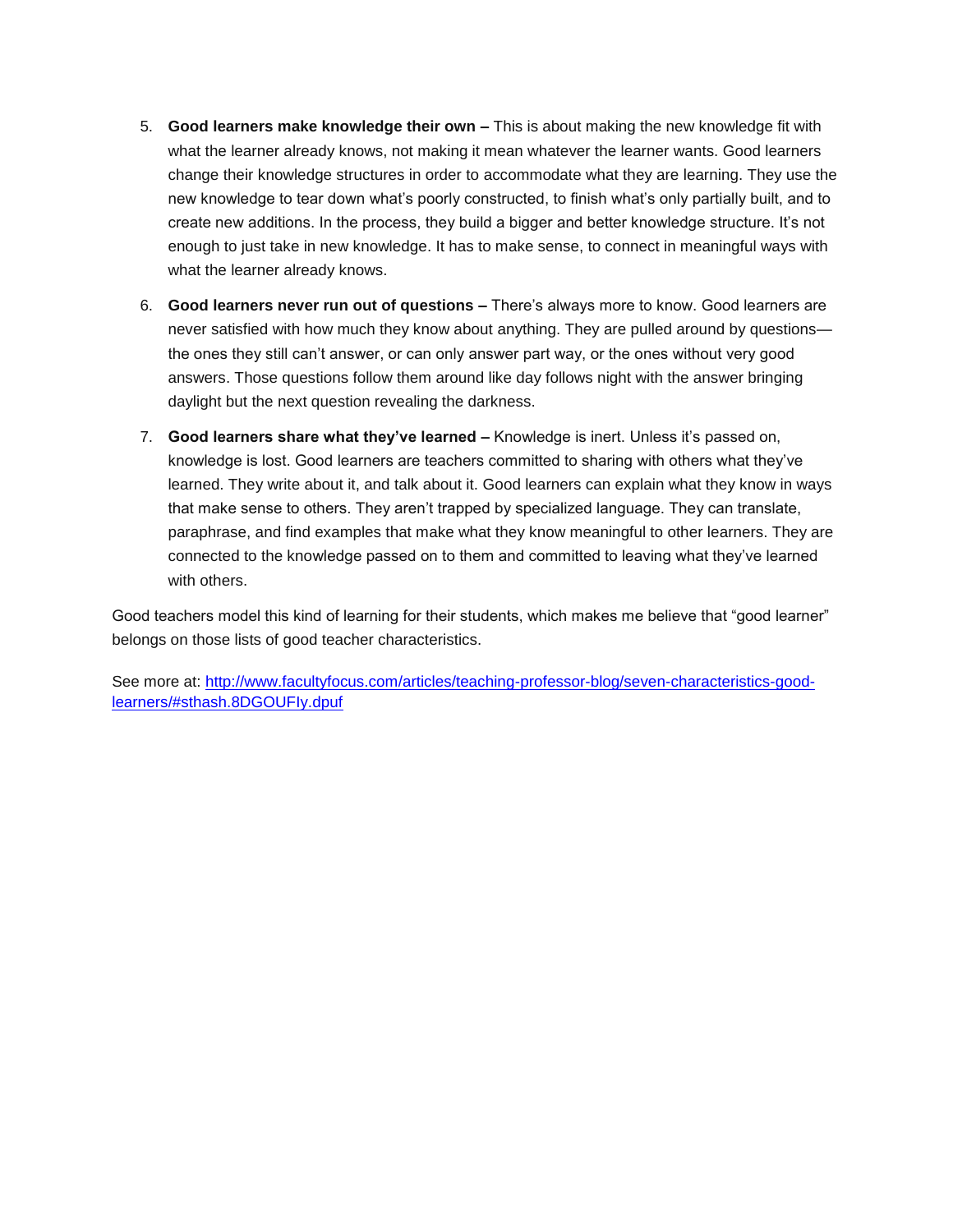5. **Good learners make knowledge their own –** This is about making the new knowledge fit with what the learner already knows, not making it mean whatever the learner wants. Good learners change their knowledge structures in order to accommodate what they are learning. They use the new knowledge to tear down what's poorly constructed, to finish what's only partially built, and to create new additions. In the process, they build a bigger and better knowledge structure. It's not enough to just take in new knowledge. It has to make sense, to connect in meaningful ways with what the learner already knows.

6. **Good learners never run out of questions –** There's always more to know. Good learners are never satisfied with how much they know about anything. They are pulled around by questions—the ones they still can't answer, or can only answer part way, or the ones without very good answers. Those questions follow them around like day follows night with the answer bringing daylight but the next question revealing the darkness.

7. **Good learners share what they've learned –** Knowledge is inert. Unless it's passed on, knowledge is lost. Good learners are teachers committed to sharing with others what they've learned. They write about it, and talk about it. Good learners can explain what they know in ways that make sense to others. They aren't trapped by specialized language. They can translate, paraphrase, and find examples that make what they know meaningful to other learners. They are connected to the knowledge passed on to them and committed to leaving what they've learned with others.

Good teachers model this kind of learning for their students, which makes me believe that "good learner" belongs on those lists of good teacher characteristics.

See more at: [http://www.facultyfocus.com/articles/teaching-professor-blog/seven-characteristics-good-learners/#sthash.8DGOUFIy.dpuf](http://www.facultyfocus.com/articles/teaching-professor-blog/seven-characteristics-good-learners/#sthash.8DGOUFIy.dpuf)